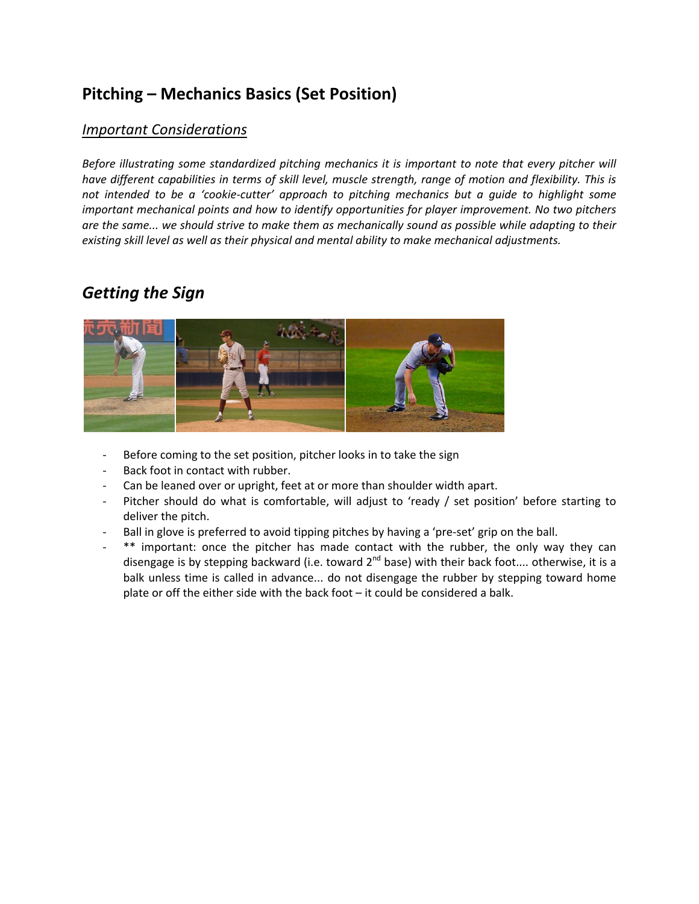# Pitching – Mechanics Basics (Set Position)

## *Important Considerations*

*Before illustrating some standardized pitching mechanics it is important to note that every pitcher will have different capabilities in terms of skill level, muscle strength, range of motion and flexibility. This is not intended to be a 'cookie-cutter' approach to pitching mechanics but a guide to highlight some important mechanical points and how to identify opportunities for player improvement. No two pitchers are the same... we should strive to make them as mechanically sound as possible while adapting to their existing skill level as well as their physical and mental ability to make mechanical adjustments.*

## *Getting the Sign*

- Before coming to the set position, pitcher looks in to take the sign
- Back foot in contact with rubber.
- Can be leaned over or upright, feet at or more than shoulder width apart.
- Pitcher should do what is comfortable, will adjust to 'ready / set position' before starting to deliver the pitch.
- Ball in glove is preferred to avoid tipping pitches by having a 'pre-set' grip on the ball.
- ** important: once the pitcher has made contact with the rubber, the only way they can disengage is by stepping backward (i.e. toward 2nd base) with their back foot.... otherwise, it is a balk unless time is called in advance... do not disengage the rubber by stepping toward home plate or off the either side with the back foot – it could be considered a balk.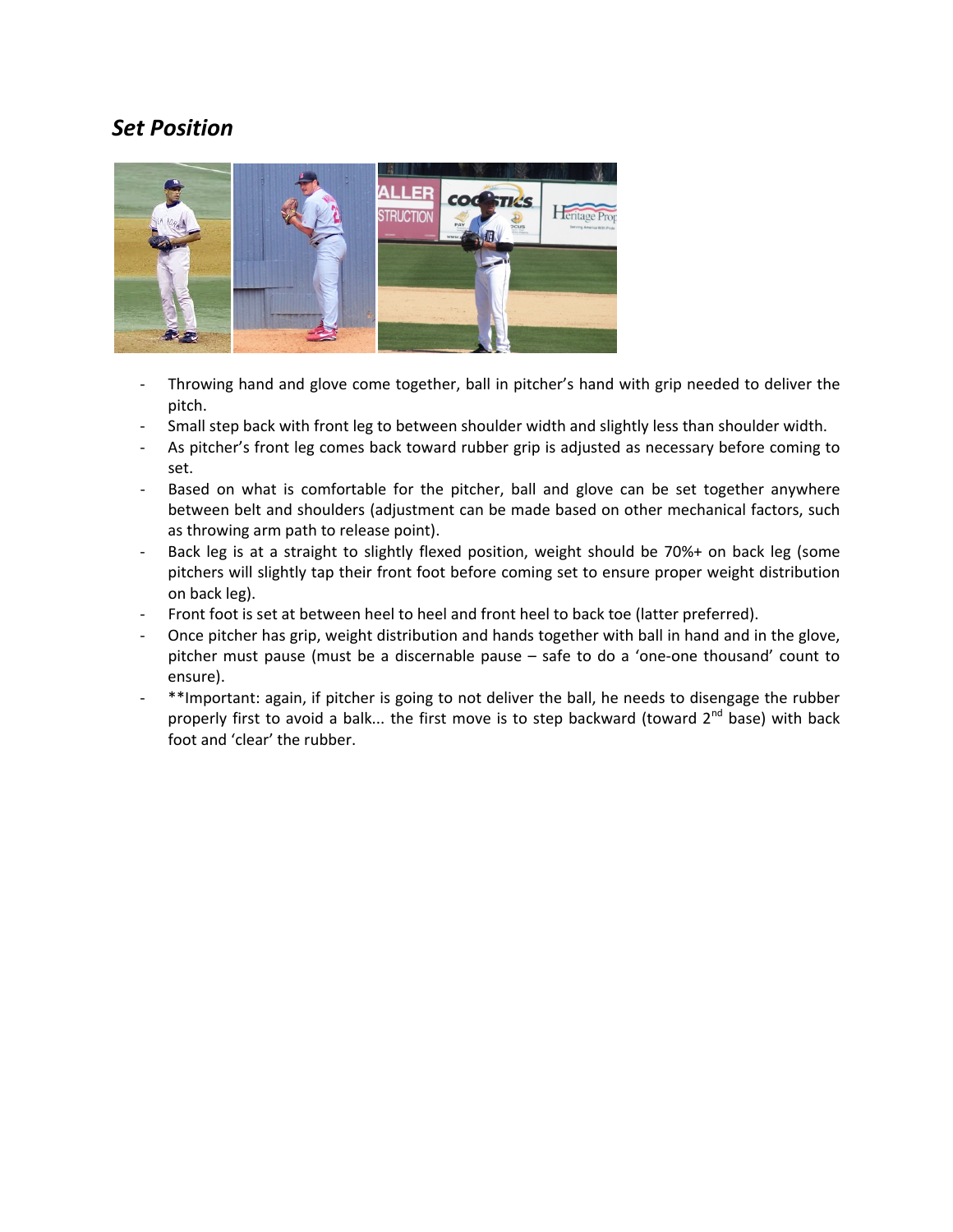## *Set Position*

- Throwing hand and glove come together, ball in pitcher's hand with grip needed to deliver the pitch.
- Small step back with front leg to between shoulder width and slightly less than shoulder width.
- As pitcher's front leg comes back toward rubber grip is adjusted as necessary before coming to set.
- Based on what is comfortable for the pitcher, ball and glove can be set together anywhere between belt and shoulders (adjustment can be made based on other mechanical factors, such as throwing arm path to release point).
- Back leg is at a straight to slightly flexed position, weight should be 70%+ on back leg (some pitchers will slightly tap their front foot before coming set to ensure proper weight distribution on back leg).
- Front foot is set at between heel to heel and front heel to back toe (latter preferred).
- Once pitcher has grip, weight distribution and hands together with ball in hand and in the glove, pitcher must pause (must be a discernable pause – safe to do a 'one-one thousand' count to ensure).
- **Important: again, if pitcher is going to not deliver the ball, he needs to disengage the rubber properly first to avoid a balk... the first move is to step backward (toward 2nd base) with back foot and 'clear' the rubber.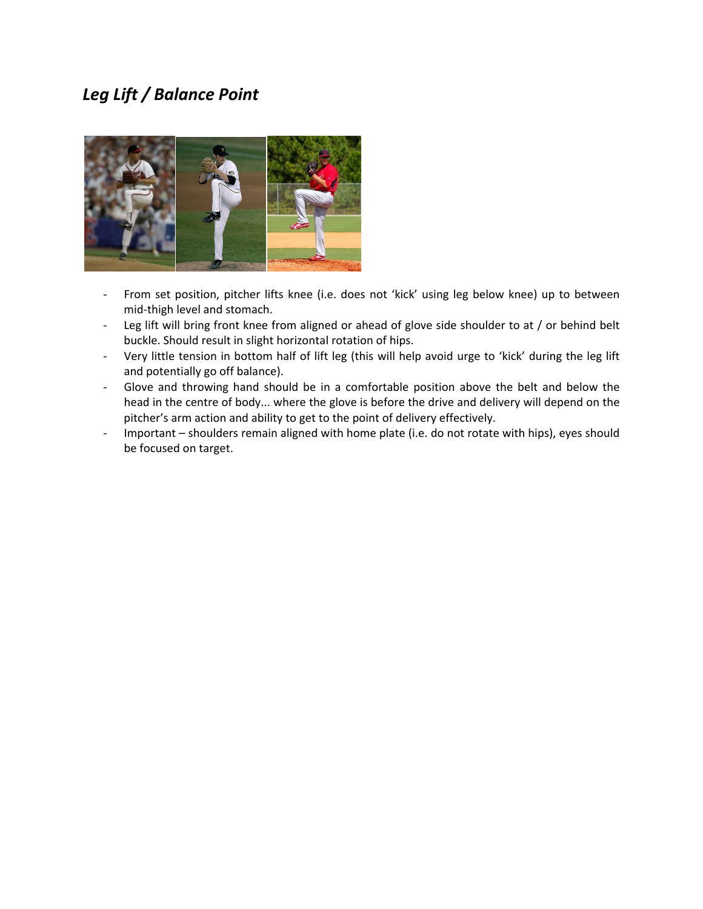## *Leg Lift / Balance Point*

- From set position, pitcher lifts knee (i.e. does not 'kick' using leg below knee) up to between mid-thigh level and stomach.
- Leg lift will bring front knee from aligned or ahead of glove side shoulder to at / or behind belt buckle. Should result in slight horizontal rotation of hips.
- Very little tension in bottom half of lift leg (this will help avoid urge to 'kick' during the leg lift and potentially go off balance).
- Glove and throwing hand should be in a comfortable position above the belt and below the head in the centre of body... where the glove is before the drive and delivery will depend on the pitcher's arm action and ability to get to the point of delivery effectively.
- Important – shoulders remain aligned with home plate (i.e. do not rotate with hips), eyes should be focused on target.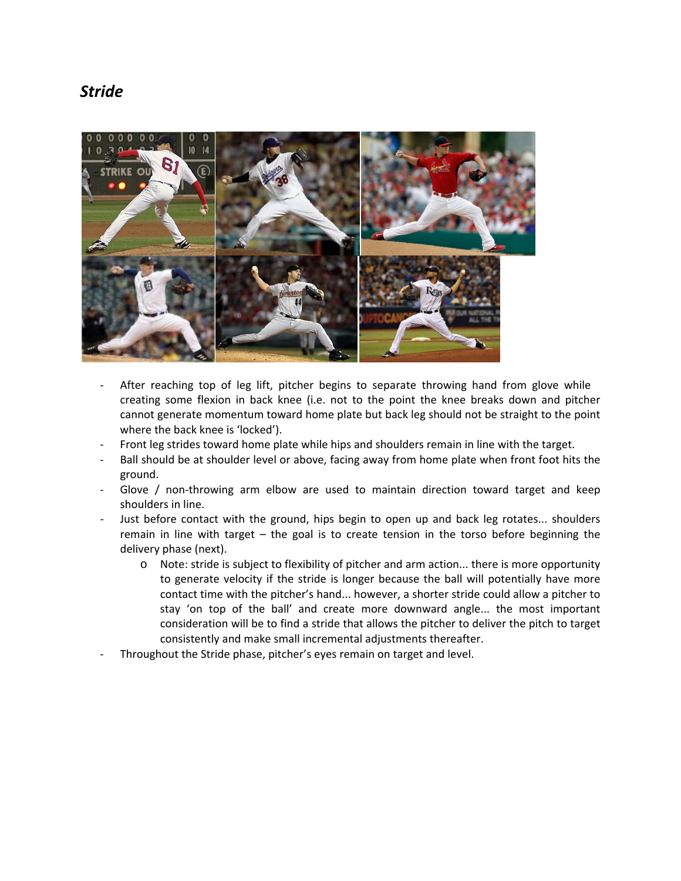## *Stride*

- After reaching top of leg lift, pitcher begins to separate throwing hand from glove while creating some flexion in back knee (i.e. not to the point the knee breaks down and pitcher cannot generate momentum toward home plate but back leg should not be straight to the point where the back knee is 'locked').
- Front leg strides toward home plate while hips and shoulders remain in line with the target.
- Ball should be at shoulder level or above, facing away from home plate when front foot hits the ground.
- Glove / non-throwing arm elbow are used to maintain direction toward target and keep shoulders in line.
- Just before contact with the ground, hips begin to open up and back leg rotates... shoulders remain in line with target – the goal is to create tension in the torso before beginning the delivery phase (next).
    - Note: stride is subject to flexibility of pitcher and arm action... there is more opportunity to generate velocity if the stride is longer because the ball will potentially have more contact time with the pitcher's hand... however, a shorter stride could allow a pitcher to stay 'on top of the ball' and create more downward angle... the most important consideration will be to find a stride that allows the pitcher to deliver the pitch to target consistently and make small incremental adjustments thereafter.
- Throughout the Stride phase, pitcher's eyes remain on target and level.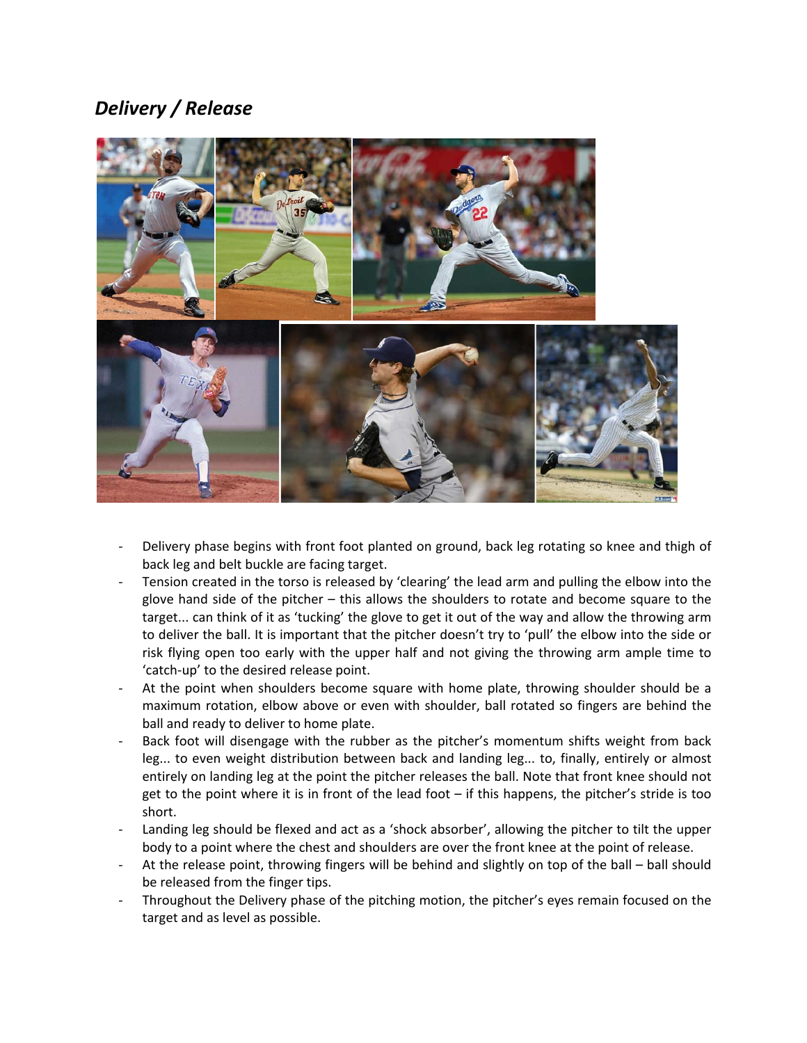## *Delivery / Release*

- Delivery phase begins with front foot planted on ground, back leg rotating so knee and thigh of back leg and belt buckle are facing target.
- Tension created in the torso is released by 'clearing' the lead arm and pulling the elbow into the glove hand side of the pitcher – this allows the shoulders to rotate and become square to the target... can think of it as 'tucking' the glove to get it out of the way and allow the throwing arm to deliver the ball. It is important that the pitcher doesn't try to 'pull' the elbow into the side or risk flying open too early with the upper half and not giving the throwing arm ample time to 'catch-up' to the desired release point.
- At the point when shoulders become square with home plate, throwing shoulder should be a maximum rotation, elbow above or even with shoulder, ball rotated so fingers are behind the ball and ready to deliver to home plate.
- Back foot will disengage with the rubber as the pitcher's momentum shifts weight from back leg... to even weight distribution between back and landing leg... to, finally, entirely or almost entirely on landing leg at the point the pitcher releases the ball. Note that front knee should not get to the point where it is in front of the lead foot – if this happens, the pitcher's stride is too short.
- Landing leg should be flexed and act as a 'shock absorber', allowing the pitcher to tilt the upper body to a point where the chest and shoulders are over the front knee at the point of release.
- At the release point, throwing fingers will be behind and slightly on top of the ball – ball should be released from the finger tips.
- Throughout the Delivery phase of the pitching motion, the pitcher's eyes remain focused on the target and as level as possible.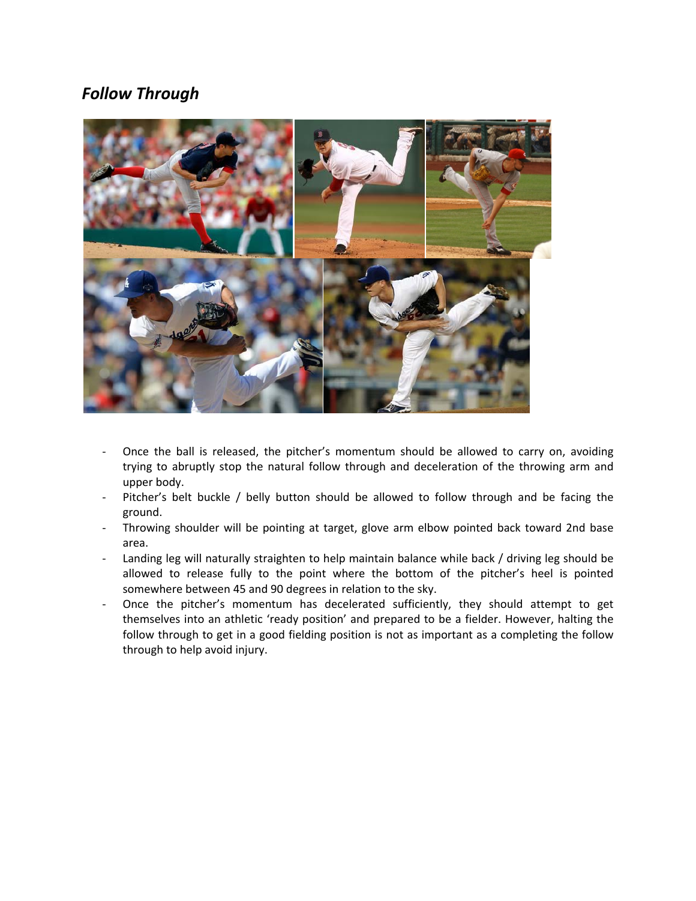## *Follow Through*

- Once the ball is released, the pitcher's momentum should be allowed to carry on, avoiding trying to abruptly stop the natural follow through and deceleration of the throwing arm and upper body.
- Pitcher's belt buckle / belly button should be allowed to follow through and be facing the ground.
- Throwing shoulder will be pointing at target, glove arm elbow pointed back toward 2nd base area.
- Landing leg will naturally straighten to help maintain balance while back / driving leg should be allowed to release fully to the point where the bottom of the pitcher's heel is pointed somewhere between 45 and 90 degrees in relation to the sky.
- Once the pitcher's momentum has decelerated sufficiently, they should attempt to get themselves into an athletic 'ready position' and prepared to be a fielder. However, halting the follow through to get in a good fielding position is not as important as a completing the follow through to help avoid injury.